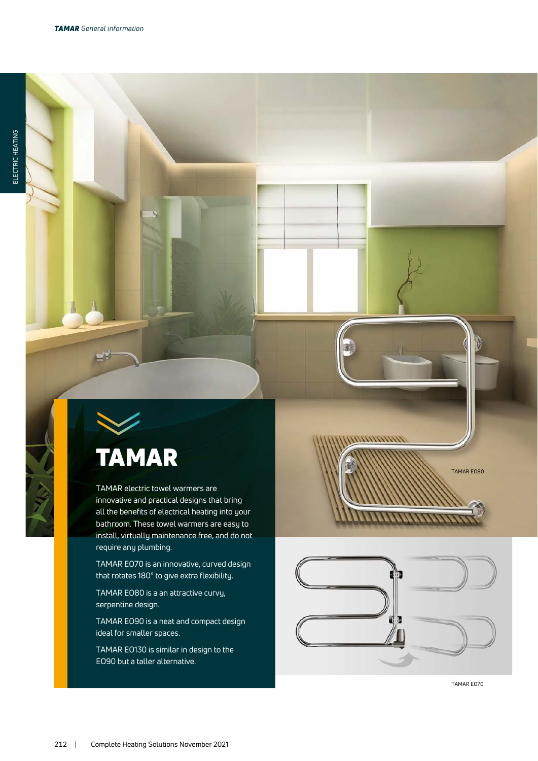# TAMAR

TAMAR electric towel warmers are innovative and practical designs that bring all the benefits of electrical heating into your bathroom. These towel warmers are easy to install, virtually maintenance free, and do not require any plumbing.

TAMAR EO70 is an innovative, curved design that rotates 180° to give extra flexibility.

TAMAR EO80 is a an attractive curvy, serpentine design.

TAMAR EO90 is a neat and compact design ideal for smaller spaces.

TAMAR EO130 is similar in design to the EO90 but a taller alternative.

TAMAR EO80

TAMAR EO70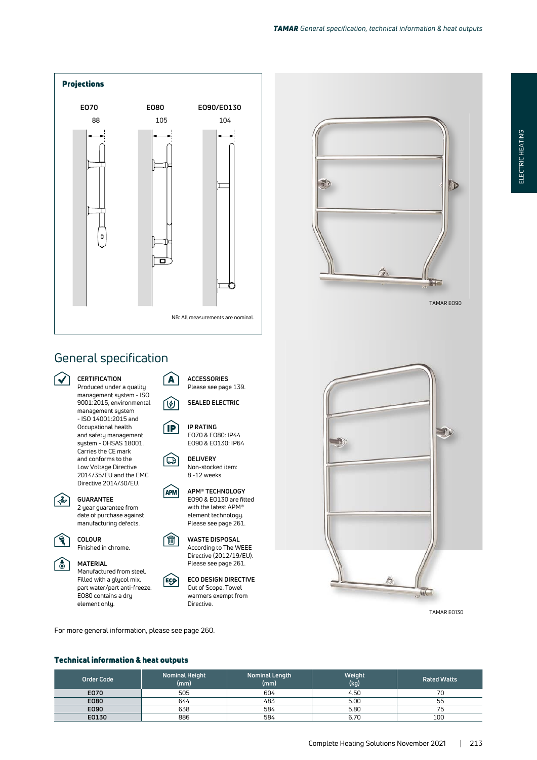## Projections

E070
88

E080
105

E090/E0130
104

NB: All measurements are nominal.

TAMAR E090

TAMAR E0130

## General specification

**CERTIFICATION**
Produced under a quality management system - ISO 9001:2015, environmental management system - ISO 14001:2015 and Occupational health and safety management system - OHSAS 18001. Carries the CE mark and conforms to the Low Voltage Directive 2014/35/EU and the EMC Directive 2014/30/EU.

**GUARANTEE**
2 year guarantee from date of purchase against manufacturing defects.

**COLOUR**
Finished in chrome.

**MATERIAL**
Manufactured from steel. Filled with a glycol mix, part water/part anti-freeze. E080 contains a dry element only.

**ACCESSORIES**
Please see page 139.

**SEALED ELECTRIC**

**IP RATING**
E070 & E080: IP44
E090 & E0130: IP64

**DELIVERY**
Non-stocked item: 8 -12 weeks.

**APM® TECHNOLOGY**
E090 & E0130 are fitted with the latest APM® element technology. Please see page 261.

**WASTE DISPOSAL**
According to The WEEE Directive (2012/19/EU). Please see page 261.

**ECO DESIGN DIRECTIVE**
Out of Scope. Towel warmers exempt from Directive.

For more general information, please see page 260.

### Technical information & heat outputs

| Order Code | Nominal Height (mm) | Nominal Length (mm) | Weight (kg) | Rated Watts |
|---|---|---|---|---|
| E070 | 505 | 604 | 4.50 | 70 |
| E080 | 644 | 483 | 5.00 | 55 |
| E090 | 638 | 584 | 5.80 | 75 |
| E0130 | 886 | 584 | 6.70 | 100 |